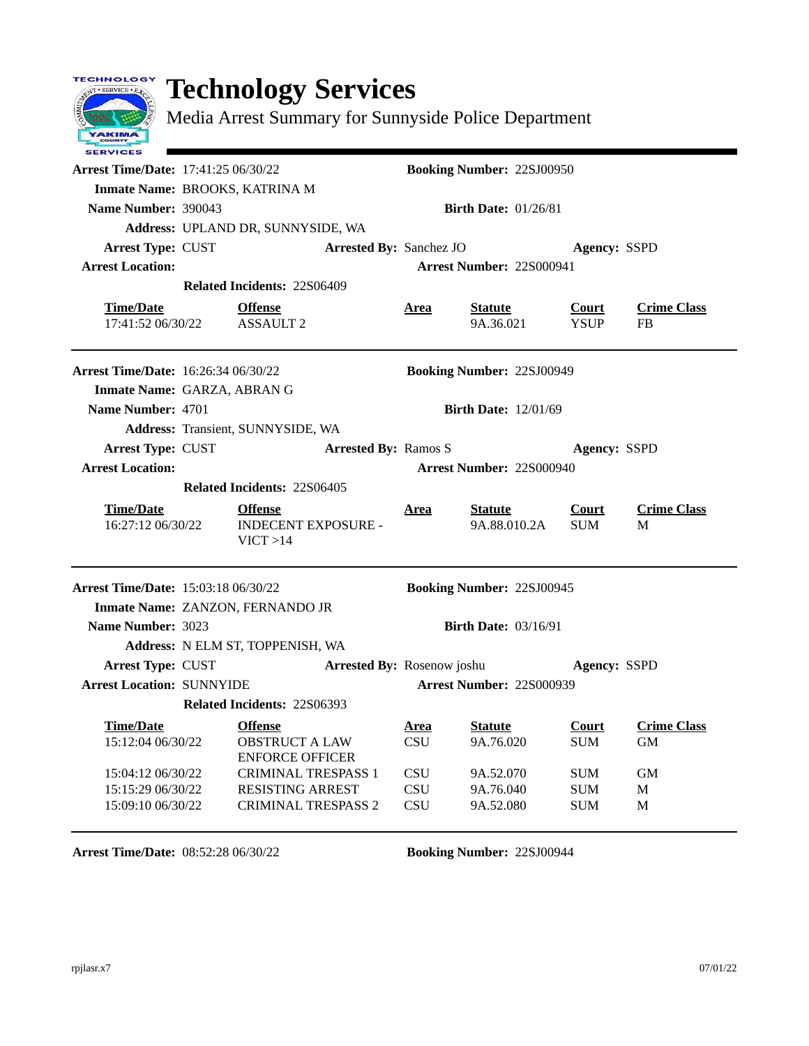# Technology Services

Media Arrest Summary for Sunnyside Police Department

---

**Arrest Time/Date:** 17:41:25 06/30/22 **Booking Number:** 22SJ00950

**Inmate Name:** BROOKS, KATRINA M

**Name Number:** 390043 **Birth Date:** 01/26/81

**Address:** UPLAND DR, SUNNYSIDE, WA

**Arrest Type:** CUST **Arrested By:** Sanchez JO **Agency:** SSPD

**Arrest Location:** **Arrest Number:** 22S000941

**Related Incidents:** 22S06409

| Time/Date | Offense | Area | Statute | Court | Crime Class |
|---|---|---|---|---|---|
| 17:41:52 06/30/22 | ASSAULT 2 | | 9A.36.021 | YSUP | FB |

---

**Arrest Time/Date:** 16:26:34 06/30/22 **Booking Number:** 22SJ00949

**Inmate Name:** GARZA, ABRAN G

**Name Number:** 4701 **Birth Date:** 12/01/69

**Address:** Transient, SUNNYSIDE, WA

**Arrest Type:** CUST **Arrested By:** Ramos S **Agency:** SSPD

**Arrest Location:** **Arrest Number:** 22S000940

**Related Incidents:** 22S06405

| Time/Date | Offense | Area | Statute | Court | Crime Class |
|---|---|---|---|---|---|
| 16:27:12 06/30/22 | INDECENT EXPOSURE - VICT >14 | | 9A.88.010.2A | SUM | M |

---

**Arrest Time/Date:** 15:03:18 06/30/22 **Booking Number:** 22SJ00945

**Inmate Name:** ZANZON, FERNANDO JR

**Name Number:** 3023 **Birth Date:** 03/16/91

**Address:** N ELM ST, TOPPENISH, WA

**Arrest Type:** CUST **Arrested By:** Rosenow joshu **Agency:** SSPD

**Arrest Location:** SUNNYIDE **Arrest Number:** 22S000939

**Related Incidents:** 22S06393

| Time/Date | Offense | Area | Statute | Court | Crime Class |
|---|---|---|---|---|---|
| 15:12:04 06/30/22 | OBSTRUCT A LAW ENFORCE OFFICER | CSU | 9A.76.020 | SUM | GM |
| 15:04:12 06/30/22 | CRIMINAL TRESPASS 1 | CSU | 9A.52.070 | SUM | GM |
| 15:15:29 06/30/22 | RESISTING ARREST | CSU | 9A.76.040 | SUM | M |
| 15:09:10 06/30/22 | CRIMINAL TRESPASS 2 | CSU | 9A.52.080 | SUM | M |

---

**Arrest Time/Date:** 08:52:28 06/30/22 **Booking Number:** 22SJ00944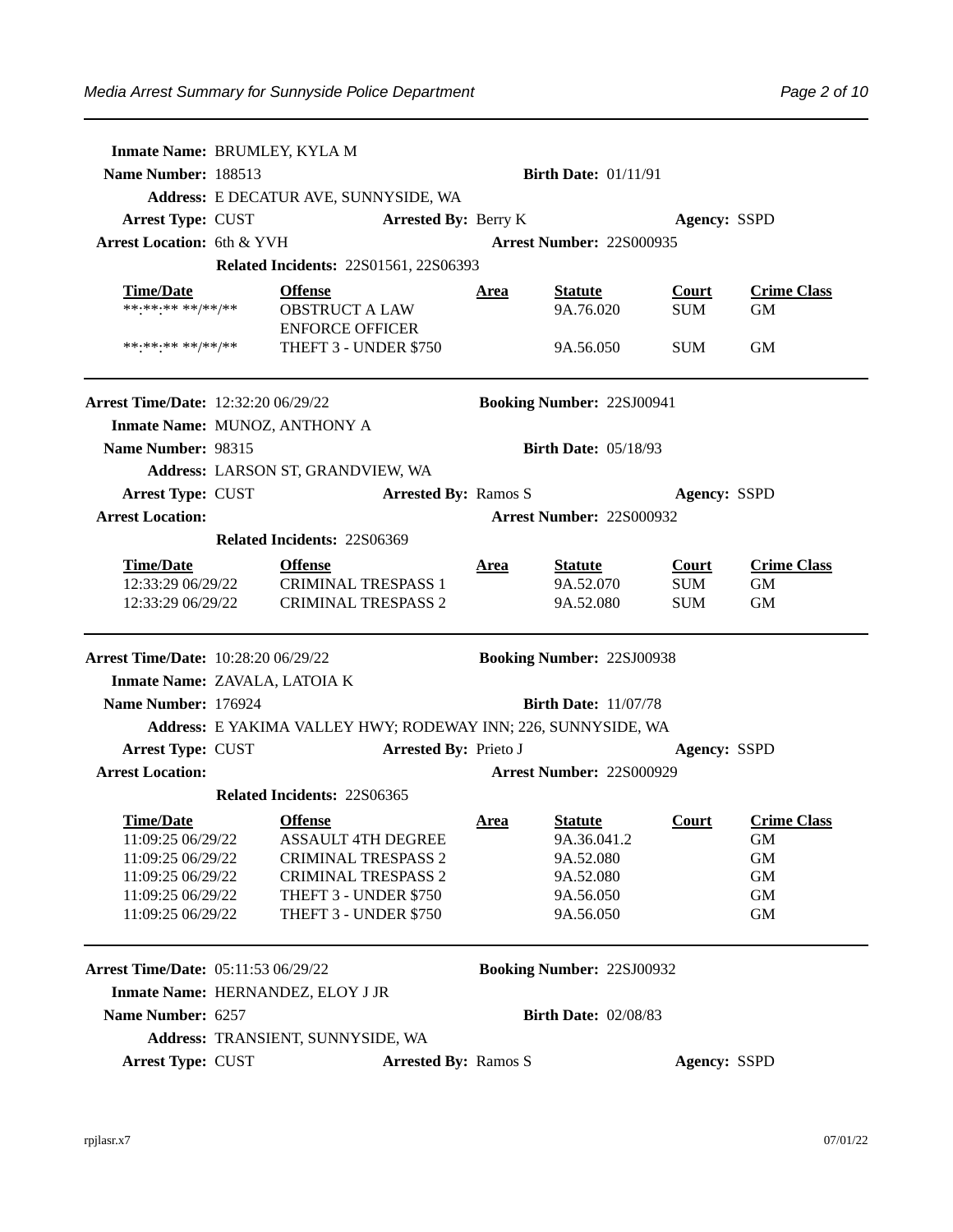**Inmate Name:** BRUMLEY, KYLA M
**Name Number:** 188513 **Birth Date:** 01/11/91
**Address:** E DECATUR AVE, SUNNYSIDE, WA
**Arrest Type:** CUST **Arrested By:** Berry K **Agency:** SSPD
**Arrest Location:** 6th & YVH **Arrest Number:** 22S000935
**Related Incidents:** 22S01561, 22S06393

| Time/Date | Offense | Area | Statute | Court | Crime Class |
|---|---|---|---|---|---|
| **:**:** **/**/** | OBSTRUCT A LAW ENFORCE OFFICER | | 9A.76.020 | SUM | GM |
| **:**:** **/**/** | THEFT 3 - UNDER $750 | | 9A.56.050 | SUM | GM |

---

**Arrest Time/Date:** 12:32:20 06/29/22 **Booking Number:** 22SJ00941
**Inmate Name:** MUNOZ, ANTHONY A
**Name Number:** 98315 **Birth Date:** 05/18/93
**Address:** LARSON ST, GRANDVIEW, WA
**Arrest Type:** CUST **Arrested By:** Ramos S **Agency:** SSPD
**Arrest Location:** **Arrest Number:** 22S000932
**Related Incidents:** 22S06369

| Time/Date | Offense | Area | Statute | Court | Crime Class |
|---|---|---|---|---|---|
| 12:33:29 06/29/22 | CRIMINAL TRESPASS 1 | | 9A.52.070 | SUM | GM |
| 12:33:29 06/29/22 | CRIMINAL TRESPASS 2 | | 9A.52.080 | SUM | GM |

---

**Arrest Time/Date:** 10:28:20 06/29/22 **Booking Number:** 22SJ00938
**Inmate Name:** ZAVALA, LATOIA K
**Name Number:** 176924 **Birth Date:** 11/07/78
**Address:** E YAKIMA VALLEY HWY; RODEWAY INN; 226, SUNNYSIDE, WA
**Arrest Type:** CUST **Arrested By:** Prieto J **Agency:** SSPD
**Arrest Location:** **Arrest Number:** 22S000929
**Related Incidents:** 22S06365

| Time/Date | Offense | Area | Statute | Court | Crime Class |
|---|---|---|---|---|---|
| 11:09:25 06/29/22 | ASSAULT 4TH DEGREE | | 9A.36.041.2 | | GM |
| 11:09:25 06/29/22 | CRIMINAL TRESPASS 2 | | 9A.52.080 | | GM |
| 11:09:25 06/29/22 | CRIMINAL TRESPASS 2 | | 9A.52.080 | | GM |
| 11:09:25 06/29/22 | THEFT 3 - UNDER $750 | | 9A.56.050 | | GM |
| 11:09:25 06/29/22 | THEFT 3 - UNDER $750 | | 9A.56.050 | | GM |

---

**Arrest Time/Date:** 05:11:53 06/29/22 **Booking Number:** 22SJ00932
**Inmate Name:** HERNANDEZ, ELOY J JR
**Name Number:** 6257 **Birth Date:** 02/08/83
**Address:** TRANSIENT, SUNNYSIDE, WA
**Arrest Type:** CUST **Arrested By:** Ramos S **Agency:** SSPD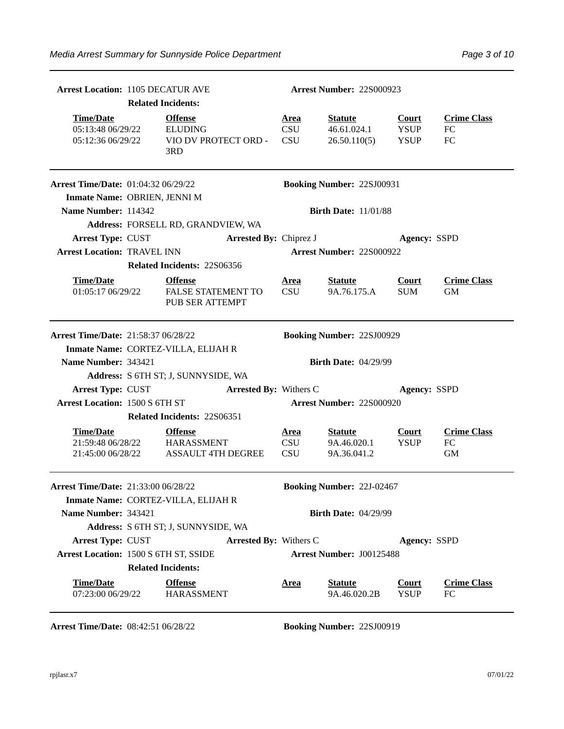**Arrest Location:** 1105 DECATUR AVE **Arrest Number:** 22S000923

**Related Incidents:**

| Time/Date | Offense | Area | Statute | Court | Crime Class |
|---|---|---|---|---|---|
| 05:13:48 06/29/22 | ELUDING | CSU | 46.61.024.1 | YSUP | FC |
| 05:12:36 06/29/22 | VIO DV PROTECT ORD - 3RD | CSU | 26.50.110(5) | YSUP | FC |

---

**Arrest Time/Date:** 01:04:32 06/29/22 **Booking Number:** 22SJ00931

**Inmate Name:** OBRIEN, JENNI M

**Name Number:** 114342 **Birth Date:** 11/01/88

**Address:** FORSELL RD, GRANDVIEW, WA

**Arrest Type:** CUST **Arrested By:** Chiprez J **Agency:** SSPD

**Arrest Location:** TRAVEL INN **Arrest Number:** 22S000922

**Related Incidents:** 22S06356

| Time/Date | Offense | Area | Statute | Court | Crime Class |
|---|---|---|---|---|---|
| 01:05:17 06/29/22 | FALSE STATEMENT TO PUB SER ATTEMPT | CSU | 9A.76.175.A | SUM | GM |

---

**Arrest Time/Date:** 21:58:37 06/28/22 **Booking Number:** 22SJ00929

**Inmate Name:** CORTEZ-VILLA, ELIJAH R

**Name Number:** 343421 **Birth Date:** 04/29/99

**Address:** S 6TH ST; J, SUNNYSIDE, WA

**Arrest Type:** CUST **Arrested By:** Withers C **Agency:** SSPD

**Arrest Location:** 1500 S 6TH ST **Arrest Number:** 22S000920

**Related Incidents:** 22S06351

| Time/Date | Offense | Area | Statute | Court | Crime Class |
|---|---|---|---|---|---|
| 21:59:48 06/28/22 | HARASSMENT | CSU | 9A.46.020.1 | YSUP | FC |
| 21:45:00 06/28/22 | ASSAULT 4TH DEGREE | CSU | 9A.36.041.2 | | GM |

---

**Arrest Time/Date:** 21:33:00 06/28/22 **Booking Number:** 22J-02467

**Inmate Name:** CORTEZ-VILLA, ELIJAH R

**Name Number:** 343421 **Birth Date:** 04/29/99

**Address:** S 6TH ST; J, SUNNYSIDE, WA

**Arrest Type:** CUST **Arrested By:** Withers C **Agency:** SSPD

**Arrest Location:** 1500 S 6TH ST, SSIDE **Arrest Number:** J00125488

**Related Incidents:**

| Time/Date | Offense | Area | Statute | Court | Crime Class |
|---|---|---|---|---|---|
| 07:23:00 06/29/22 | HARASSMENT | | 9A.46.020.2B | YSUP | FC |

---

**Arrest Time/Date:** 08:42:51 06/28/22 **Booking Number:** 22SJ00919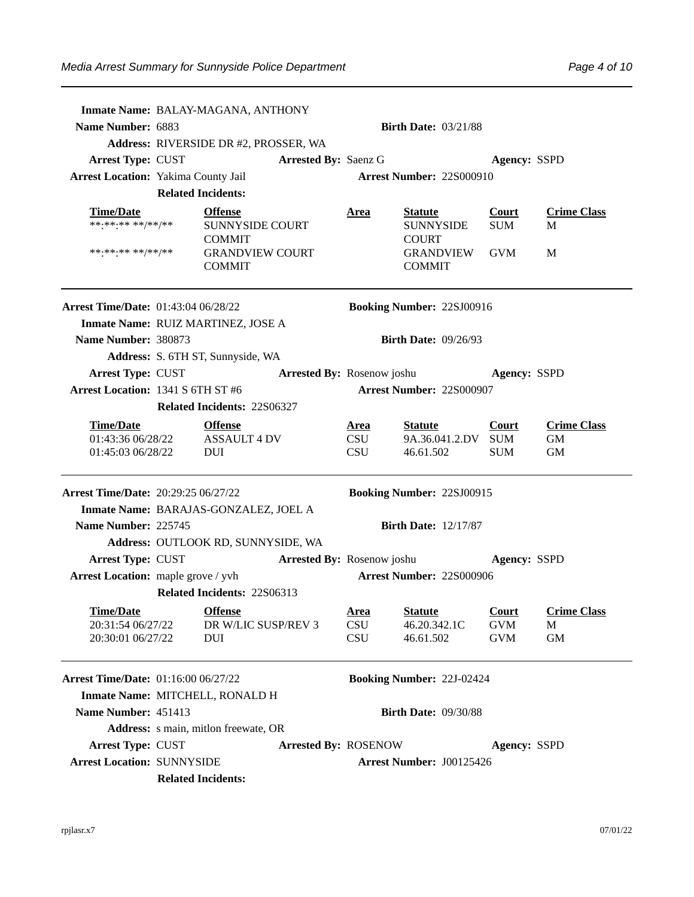**Inmate Name:** BALAY-MAGANA, ANTHONY
**Name Number:** 6883 **Birth Date:** 03/21/88
**Address:** RIVERSIDE DR #2, PROSSER, WA
**Arrest Type:** CUST **Arrested By:** Saenz G **Agency:** SSPD
**Arrest Location:** Yakima County Jail **Arrest Number:** 22S000910
**Related Incidents:**

| Time/Date | Offense | Area | Statute | Court | Crime Class |
|---|---|---|---|---|---|
| **:**:** **/**/** | SUNNYSIDE COURT COMMIT | | SUNNYSIDE COURT | SUM | M |
| **:**:** **/**/** | GRANDVIEW COURT COMMIT | | GRANDVIEW COMMIT | GVM | M |

---

**Arrest Time/Date:** 01:43:04 06/28/22 **Booking Number:** 22SJ00916
**Inmate Name:** RUIZ MARTINEZ, JOSE A
**Name Number:** 380873 **Birth Date:** 09/26/93
**Address:** S. 6TH ST, Sunnyside, WA
**Arrest Type:** CUST **Arrested By:** Rosenow joshu **Agency:** SSPD
**Arrest Location:** 1341 S 6TH ST #6 **Arrest Number:** 22S000907
**Related Incidents:** 22S06327

| Time/Date | Offense | Area | Statute | Court | Crime Class |
|---|---|---|---|---|---|
| 01:43:36 06/28/22 | ASSAULT 4 DV | CSU | 9A.36.041.2.DV | SUM | GM |
| 01:45:03 06/28/22 | DUI | CSU | 46.61.502 | SUM | GM |

---

**Arrest Time/Date:** 20:29:25 06/27/22 **Booking Number:** 22SJ00915
**Inmate Name:** BARAJAS-GONZALEZ, JOEL A
**Name Number:** 225745 **Birth Date:** 12/17/87
**Address:** OUTLOOK RD, SUNNYSIDE, WA
**Arrest Type:** CUST **Arrested By:** Rosenow joshu **Agency:** SSPD
**Arrest Location:** maple grove / yvh **Arrest Number:** 22S000906
**Related Incidents:** 22S06313

| Time/Date | Offense | Area | Statute | Court | Crime Class |
|---|---|---|---|---|---|
| 20:31:54 06/27/22 | DR W/LIC SUSP/REV 3 | CSU | 46.20.342.1C | GVM | M |
| 20:30:01 06/27/22 | DUI | CSU | 46.61.502 | GVM | GM |

---

**Arrest Time/Date:** 01:16:00 06/27/22 **Booking Number:** 22J-02424
**Inmate Name:** MITCHELL, RONALD H
**Name Number:** 451413 **Birth Date:** 09/30/88
**Address:** s main, mitlon freewate, OR
**Arrest Type:** CUST **Arrested By:** ROSENOW **Agency:** SSPD
**Arrest Location:** SUNNYSIDE **Arrest Number:** J00125426
**Related Incidents:**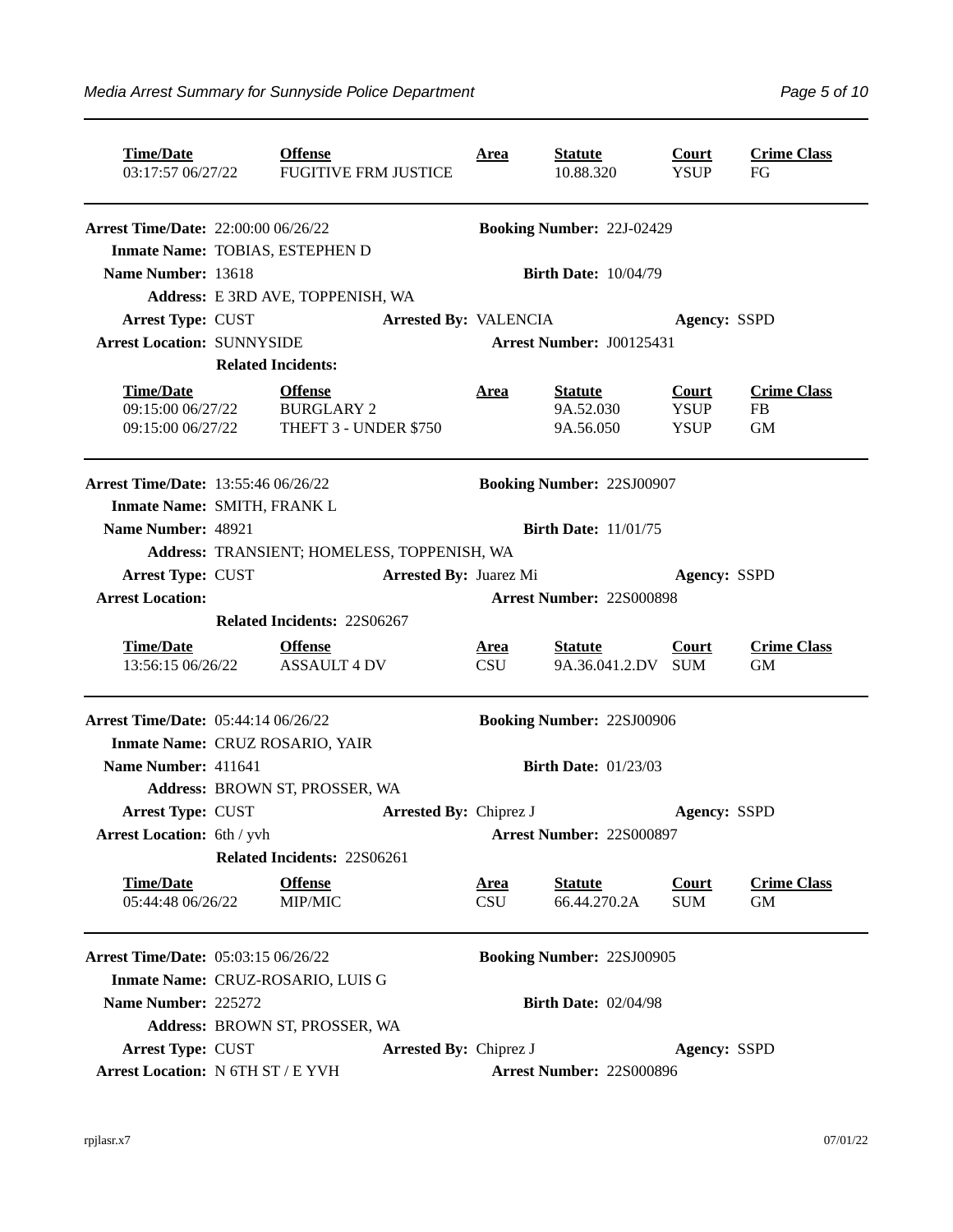| Time/Date | Offense | Area | Statute | Court | Crime Class |
|---|---|---|---|---|---|
| 03:17:57 06/27/22 | FUGITIVE FRM JUSTICE | | 10.88.320 | YSUP | FG |

---

**Arrest Time/Date:** 22:00:00 06/26/22 **Booking Number:** 22J-02429
**Inmate Name:** TOBIAS, ESTEPHEN D
**Name Number:** 13618 **Birth Date:** 10/04/79
**Address:** E 3RD AVE, TOPPENISH, WA
**Arrest Type:** CUST **Arrested By:** VALENCIA **Agency:** SSPD
**Arrest Location:** SUNNYSIDE **Arrest Number:** J00125431
**Related Incidents:**

| Time/Date | Offense | Area | Statute | Court | Crime Class |
|---|---|---|---|---|---|
| 09:15:00 06/27/22 | BURGLARY 2 | | 9A.52.030 | YSUP | FB |
| 09:15:00 06/27/22 | THEFT 3 - UNDER $750 | | 9A.56.050 | YSUP | GM |

---

**Arrest Time/Date:** 13:55:46 06/26/22 **Booking Number:** 22SJ00907
**Inmate Name:** SMITH, FRANK L
**Name Number:** 48921 **Birth Date:** 11/01/75
**Address:** TRANSIENT; HOMELESS, TOPPENISH, WA
**Arrest Type:** CUST **Arrested By:** Juarez Mi **Agency:** SSPD
**Arrest Location:** **Arrest Number:** 22S000898
**Related Incidents:** 22S06267

| Time/Date | Offense | Area | Statute | Court | Crime Class |
|---|---|---|---|---|---|
| 13:56:15 06/26/22 | ASSAULT 4 DV | CSU | 9A.36.041.2.DV | SUM | GM |

---

**Arrest Time/Date:** 05:44:14 06/26/22 **Booking Number:** 22SJ00906
**Inmate Name:** CRUZ ROSARIO, YAIR
**Name Number:** 411641 **Birth Date:** 01/23/03
**Address:** BROWN ST, PROSSER, WA
**Arrest Type:** CUST **Arrested By:** Chiprez J **Agency:** SSPD
**Arrest Location:** 6th / yvh **Arrest Number:** 22S000897
**Related Incidents:** 22S06261

| Time/Date | Offense | Area | Statute | Court | Crime Class |
|---|---|---|---|---|---|
| 05:44:48 06/26/22 | MIP/MIC | CSU | 66.44.270.2A | SUM | GM |

---

**Arrest Time/Date:** 05:03:15 06/26/22 **Booking Number:** 22SJ00905
**Inmate Name:** CRUZ-ROSARIO, LUIS G
**Name Number:** 225272 **Birth Date:** 02/04/98
**Address:** BROWN ST, PROSSER, WA
**Arrest Type:** CUST **Arrested By:** Chiprez J **Agency:** SSPD
**Arrest Location:** N 6TH ST / E YVH **Arrest Number:** 22S000896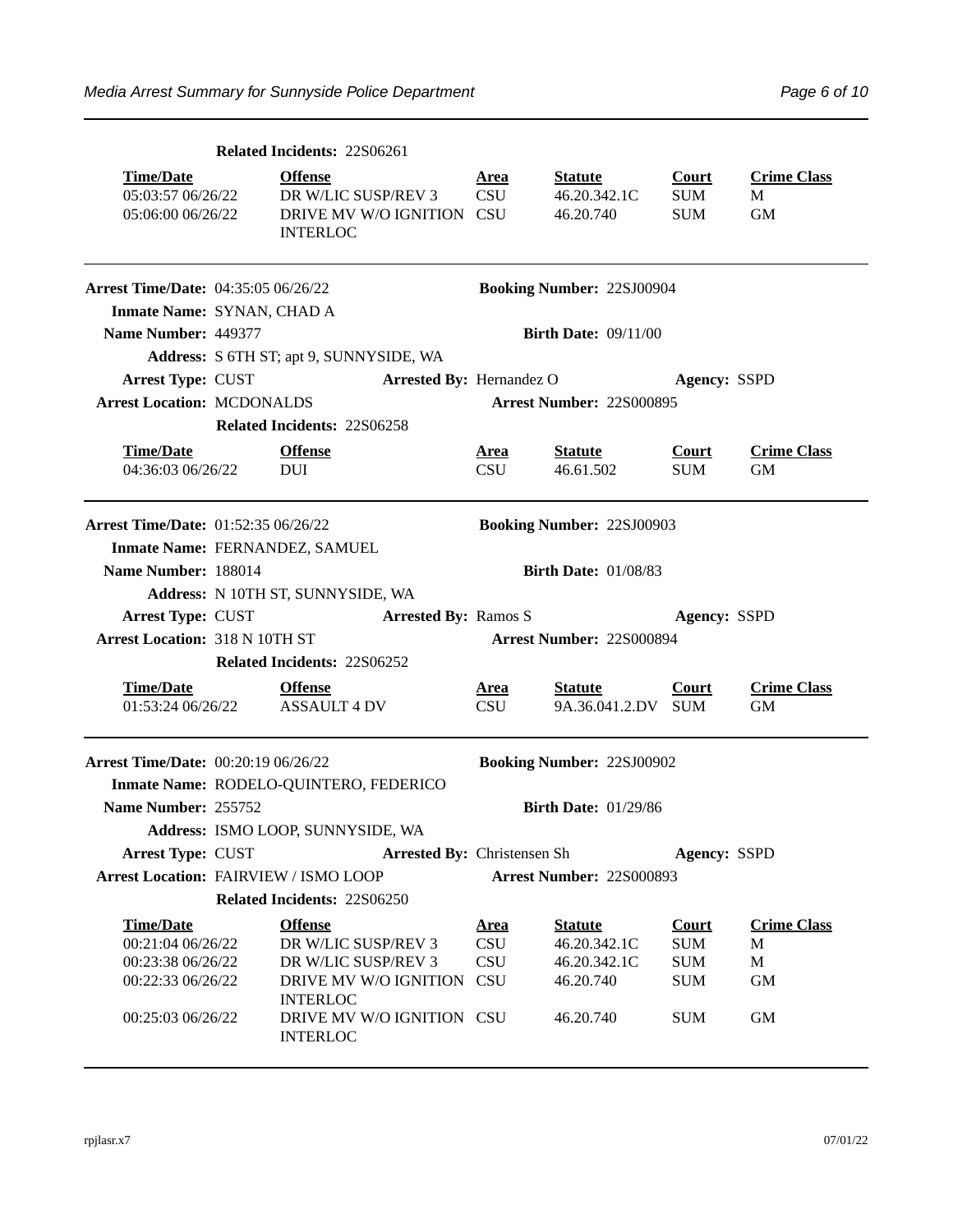**Related Incidents:** 22S06261

| Time/Date | Offense | Area | Statute | Court | Crime Class |
|---|---|---|---|---|---|
| 05:03:57 06/26/22 | DR W/LIC SUSP/REV 3 | CSU | 46.20.342.1C | SUM | M |
| 05:06:00 06/26/22 | DRIVE MV W/O IGNITION INTERLOC | CSU | 46.20.740 | SUM | GM |

---

**Arrest Time/Date:** 04:35:05 06/26/22 **Booking Number:** 22SJ00904

**Inmate Name:** SYNAN, CHAD A

**Name Number:** 449377 **Birth Date:** 09/11/00

**Address:** S 6TH ST; apt 9, SUNNYSIDE, WA

**Arrest Type:** CUST **Arrested By:** Hernandez O **Agency:** SSPD

**Arrest Location:** MCDONALDS **Arrest Number:** 22S000895

**Related Incidents:** 22S06258

| Time/Date | Offense | Area | Statute | Court | Crime Class |
|---|---|---|---|---|---|
| 04:36:03 06/26/22 | DUI | CSU | 46.61.502 | SUM | GM |

---

**Arrest Time/Date:** 01:52:35 06/26/22 **Booking Number:** 22SJ00903

**Inmate Name:** FERNANDEZ, SAMUEL

**Name Number:** 188014 **Birth Date:** 01/08/83

**Address:** N 10TH ST, SUNNYSIDE, WA

**Arrest Type:** CUST **Arrested By:** Ramos S **Agency:** SSPD

**Arrest Location:** 318 N 10TH ST **Arrest Number:** 22S000894

**Related Incidents:** 22S06252

| Time/Date | Offense | Area | Statute | Court | Crime Class |
|---|---|---|---|---|---|
| 01:53:24 06/26/22 | ASSAULT 4 DV | CSU | 9A.36.041.2.DV | SUM | GM |

---

**Arrest Time/Date:** 00:20:19 06/26/22 **Booking Number:** 22SJ00902

**Inmate Name:** RODELO-QUINTERO, FEDERICO

**Name Number:** 255752 **Birth Date:** 01/29/86

**Address:** ISMO LOOP, SUNNYSIDE, WA

**Arrest Type:** CUST **Arrested By:** Christensen Sh **Agency:** SSPD

**Arrest Location:** FAIRVIEW / ISMO LOOP **Arrest Number:** 22S000893

**Related Incidents:** 22S06250

| Time/Date | Offense | Area | Statute | Court | Crime Class |
|---|---|---|---|---|---|
| 00:21:04 06/26/22 | DR W/LIC SUSP/REV 3 | CSU | 46.20.342.1C | SUM | M |
| 00:23:38 06/26/22 | DR W/LIC SUSP/REV 3 | CSU | 46.20.342.1C | SUM | M |
| 00:22:33 06/26/22 | DRIVE MV W/O IGNITION INTERLOC | CSU | 46.20.740 | SUM | GM |
| 00:25:03 06/26/22 | DRIVE MV W/O IGNITION INTERLOC | CSU | 46.20.740 | SUM | GM |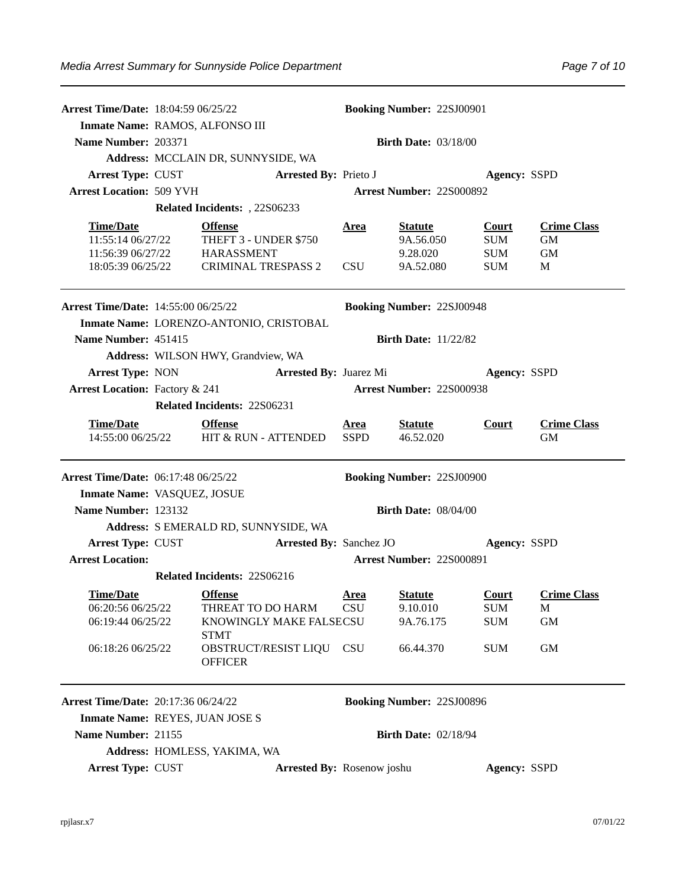**Arrest Time/Date:** 18:04:59 06/25/22 **Booking Number:** 22SJ00901

**Inmate Name:** RAMOS, ALFONSO III

**Name Number:** 203371 **Birth Date:** 03/18/00

**Address:** MCCLAIN DR, SUNNYSIDE, WA

**Arrest Type:** CUST **Arrested By:** Prieto J **Agency:** SSPD

**Arrest Location:** 509 YVH **Arrest Number:** 22S000892

**Related Incidents:** , 22S06233

| Time/Date | Offense | Area | Statute | Court | Crime Class |
|---|---|---|---|---|---|
| 11:55:14 06/27/22 | THEFT 3 - UNDER $750 | | 9A.56.050 | SUM | GM |
| 11:56:39 06/27/22 | HARASSMENT | | 9.28.020 | SUM | GM |
| 18:05:39 06/25/22 | CRIMINAL TRESPASS 2 | CSU | 9A.52.080 | SUM | M |

---

**Arrest Time/Date:** 14:55:00 06/25/22 **Booking Number:** 22SJ00948

**Inmate Name:** LORENZO-ANTONIO, CRISTOBAL

**Name Number:** 451415 **Birth Date:** 11/22/82

**Address:** WILSON HWY, Grandview, WA

**Arrest Type:** NON **Arrested By:** Juarez Mi **Agency:** SSPD

**Arrest Location:** Factory & 241 **Arrest Number:** 22S000938

**Related Incidents:** 22S06231

| Time/Date | Offense | Area | Statute | Court | Crime Class |
|---|---|---|---|---|---|
| 14:55:00 06/25/22 | HIT & RUN - ATTENDED | SSPD | 46.52.020 | | GM |

---

**Arrest Time/Date:** 06:17:48 06/25/22 **Booking Number:** 22SJ00900

**Inmate Name:** VASQUEZ, JOSUE

**Name Number:** 123132 **Birth Date:** 08/04/00

**Address:** S EMERALD RD, SUNNYSIDE, WA

**Arrest Type:** CUST **Arrested By:** Sanchez JO **Agency:** SSPD

**Arrest Location:** **Arrest Number:** 22S000891

**Related Incidents:** 22S06216

| Time/Date | Offense | Area | Statute | Court | Crime Class |
|---|---|---|---|---|---|
| 06:20:56 06/25/22 | THREAT TO DO HARM | CSU | 9.10.010 | SUM | M |
| 06:19:44 06/25/22 | KNOWINGLY MAKE FALSE STMT | CSU | 9A.76.175 | SUM | GM |
| 06:18:26 06/25/22 | OBSTRUCT/RESIST LIQU OFFICER | CSU | 66.44.370 | SUM | GM |

---

**Arrest Time/Date:** 20:17:36 06/24/22 **Booking Number:** 22SJ00896

**Inmate Name:** REYES, JUAN JOSE S

**Name Number:** 21155 **Birth Date:** 02/18/94

**Address:** HOMLESS, YAKIMA, WA

**Arrest Type:** CUST **Arrested By:** Rosenow joshu **Agency:** SSPD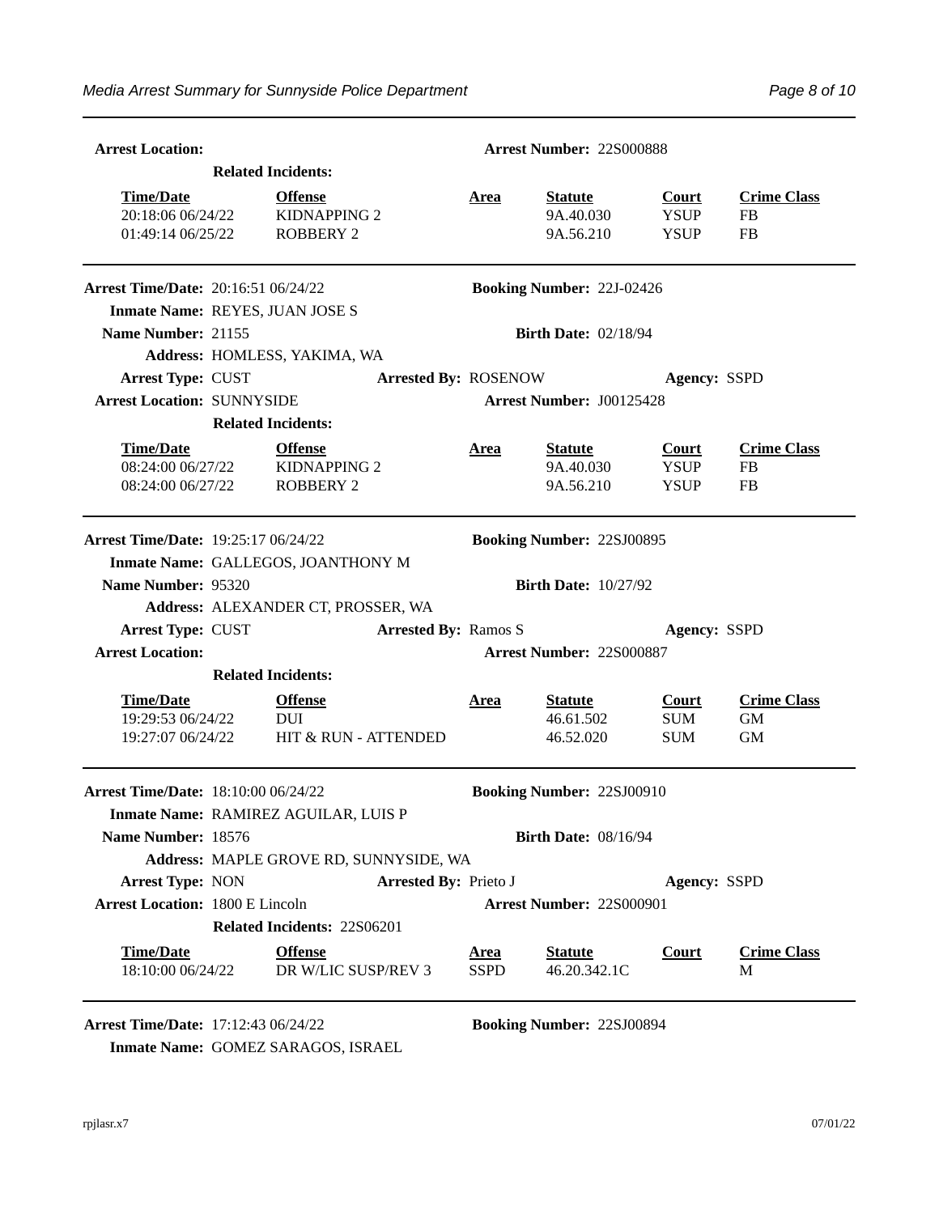**Arrest Location:** **Arrest Number:** 22S000888

**Related Incidents:**

| Time/Date | Offense | Area | Statute | Court | Crime Class |
|---|---|---|---|---|---|
| 20:18:06 06/24/22 | KIDNAPPING 2 | | 9A.40.030 | YSUP | FB |
| 01:49:14 06/25/22 | ROBBERY 2 | | 9A.56.210 | YSUP | FB |

---

**Arrest Time/Date:** 20:16:51 06/24/22 **Booking Number:** 22J-02426

**Inmate Name:** REYES, JUAN JOSE S

**Name Number:** 21155 **Birth Date:** 02/18/94

**Address:** HOMLESS, YAKIMA, WA

**Arrest Type:** CUST **Arrested By:** ROSENOW **Agency:** SSPD

**Arrest Location:** SUNNYSIDE **Arrest Number:** J00125428

**Related Incidents:**

| Time/Date | Offense | Area | Statute | Court | Crime Class |
|---|---|---|---|---|---|
| 08:24:00 06/27/22 | KIDNAPPING 2 | | 9A.40.030 | YSUP | FB |
| 08:24:00 06/27/22 | ROBBERY 2 | | 9A.56.210 | YSUP | FB |

---

**Arrest Time/Date:** 19:25:17 06/24/22 **Booking Number:** 22SJ00895

**Inmate Name:** GALLEGOS, JOANTHONY M

**Name Number:** 95320 **Birth Date:** 10/27/92

**Address:** ALEXANDER CT, PROSSER, WA

**Arrest Type:** CUST **Arrested By:** Ramos S **Agency:** SSPD

**Arrest Location:** **Arrest Number:** 22S000887

**Related Incidents:**

| Time/Date | Offense | Area | Statute | Court | Crime Class |
|---|---|---|---|---|---|
| 19:29:53 06/24/22 | DUI | | 46.61.502 | SUM | GM |
| 19:27:07 06/24/22 | HIT & RUN - ATTENDED | | 46.52.020 | SUM | GM |

---

**Arrest Time/Date:** 18:10:00 06/24/22 **Booking Number:** 22SJ00910

**Inmate Name:** RAMIREZ AGUILAR, LUIS P

**Name Number:** 18576 **Birth Date:** 08/16/94

**Address:** MAPLE GROVE RD, SUNNYSIDE, WA

**Arrest Type:** NON **Arrested By:** Prieto J **Agency:** SSPD

**Arrest Location:** 1800 E Lincoln **Arrest Number:** 22S000901

**Related Incidents:** 22S06201

| Time/Date | Offense | Area | Statute | Court | Crime Class |
|---|---|---|---|---|---|
| 18:10:00 06/24/22 | DR W/LIC SUSP/REV 3 | SSPD | 46.20.342.1C | | M |

---

**Arrest Time/Date:** 17:12:43 06/24/22 **Booking Number:** 22SJ00894

**Inmate Name:** GOMEZ SARAGOS, ISRAEL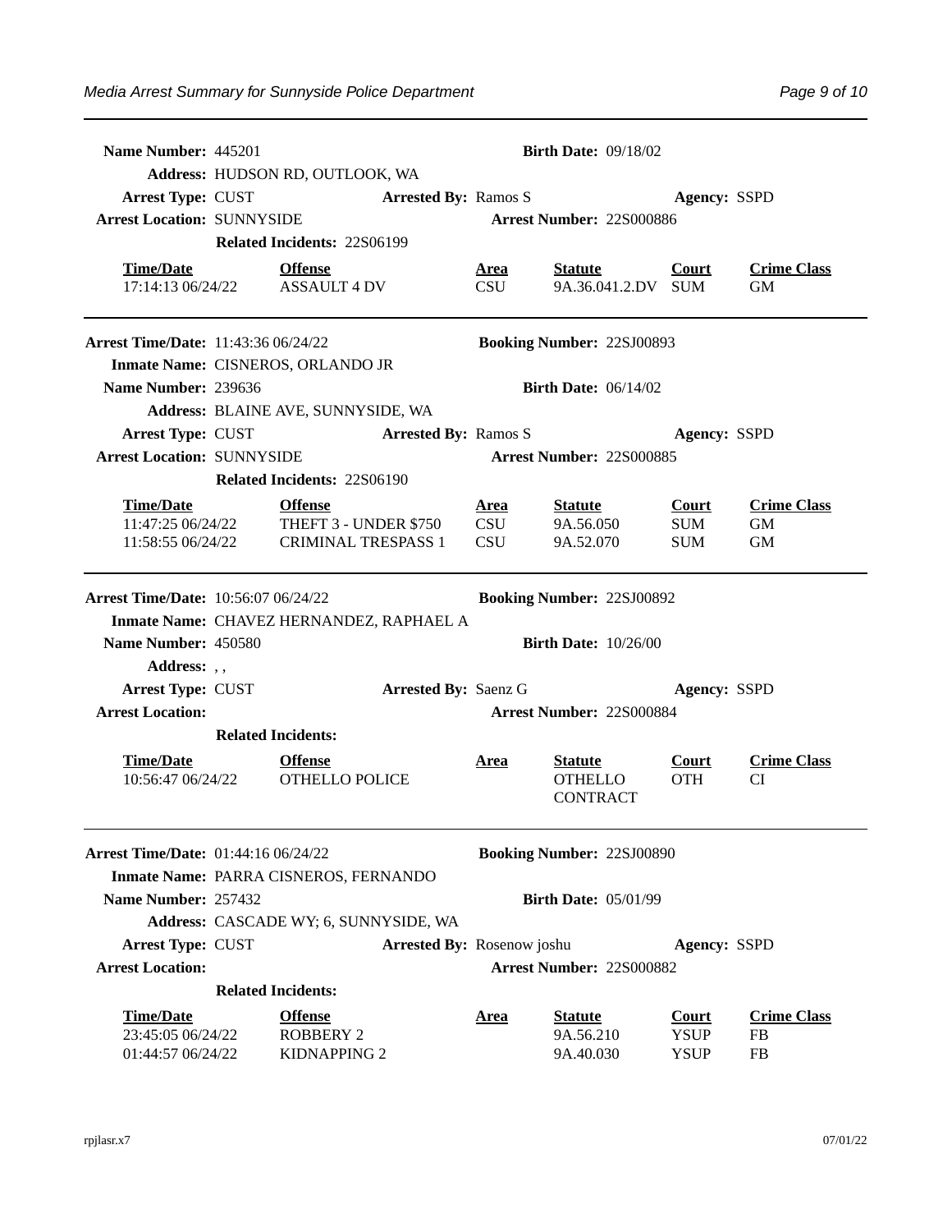**Name Number:** 445201 **Birth Date:** 09/18/02

**Address:** HUDSON RD, OUTLOOK, WA

**Arrest Type:** CUST **Arrested By:** Ramos S **Agency:** SSPD

**Arrest Location:** SUNNYSIDE **Arrest Number:** 22S000886

**Related Incidents:** 22S06199

| Time/Date | Offense | Area | Statute | Court | Crime Class |
|---|---|---|---|---|---|
| 17:14:13 06/24/22 | ASSAULT 4 DV | CSU | 9A.36.041.2.DV | SUM | GM |

---

**Arrest Time/Date:** 11:43:36 06/24/22 **Booking Number:** 22SJ00893

**Inmate Name:** CISNEROS, ORLANDO JR

**Name Number:** 239636 **Birth Date:** 06/14/02

**Address:** BLAINE AVE, SUNNYSIDE, WA

**Arrest Type:** CUST **Arrested By:** Ramos S **Agency:** SSPD

**Arrest Location:** SUNNYSIDE **Arrest Number:** 22S000885

**Related Incidents:** 22S06190

| Time/Date | Offense | Area | Statute | Court | Crime Class |
|---|---|---|---|---|---|
| 11:47:25 06/24/22 | THEFT 3 - UNDER $750 | CSU | 9A.56.050 | SUM | GM |
| 11:58:55 06/24/22 | CRIMINAL TRESPASS 1 | CSU | 9A.52.070 | SUM | GM |

---

**Arrest Time/Date:** 10:56:07 06/24/22 **Booking Number:** 22SJ00892

**Inmate Name:** CHAVEZ HERNANDEZ, RAPHAEL A

**Name Number:** 450580 **Birth Date:** 10/26/00

**Address:** , ,

**Arrest Type:** CUST **Arrested By:** Saenz G **Agency:** SSPD

**Arrest Location:** **Arrest Number:** 22S000884

**Related Incidents:**

| Time/Date | Offense | Area | Statute | Court | Crime Class |
|---|---|---|---|---|---|
| 10:56:47 06/24/22 | OTHELLO POLICE | | OTHELLO CONTRACT | OTH | CI |

---

**Arrest Time/Date:** 01:44:16 06/24/22 **Booking Number:** 22SJ00890

**Inmate Name:** PARRA CISNEROS, FERNANDO

**Name Number:** 257432 **Birth Date:** 05/01/99

**Address:** CASCADE WY; 6, SUNNYSIDE, WA

**Arrest Type:** CUST **Arrested By:** Rosenow joshu **Agency:** SSPD

**Arrest Location:** **Arrest Number:** 22S000882

**Related Incidents:**

| Time/Date | Offense | Area | Statute | Court | Crime Class |
|---|---|---|---|---|---|
| 23:45:05 06/24/22 | ROBBERY 2 | | 9A.56.210 | YSUP | FB |
| 01:44:57 06/24/22 | KIDNAPPING 2 | | 9A.40.030 | YSUP | FB |

rpjlasr.x7 07/01/22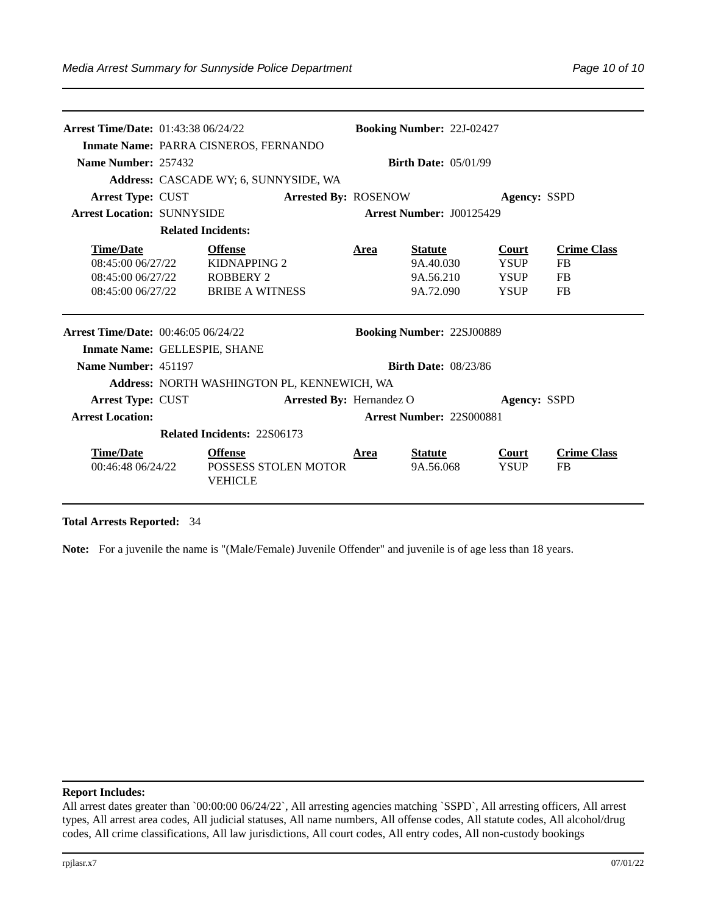**Arrest Time/Date:** 01:43:38 06/24/22 **Booking Number:** 22J-02427

**Inmate Name:** PARRA CISNEROS, FERNANDO

**Name Number:** 257432 **Birth Date:** 05/01/99

**Address:** CASCADE WY; 6, SUNNYSIDE, WA

**Arrest Type:** CUST **Arrested By:** ROSENOW **Agency:** SSPD

**Arrest Location:** SUNNYSIDE **Arrest Number:** J00125429

**Related Incidents:**

| Time/Date | Offense | Area | Statute | Court | Crime Class |
|---|---|---|---|---|---|
| 08:45:00 06/27/22 | KIDNAPPING 2 | | 9A.40.030 | YSUP | FB |
| 08:45:00 06/27/22 | ROBBERY 2 | | 9A.56.210 | YSUP | FB |
| 08:45:00 06/27/22 | BRIBE A WITNESS | | 9A.72.090 | YSUP | FB |

---

**Arrest Time/Date:** 00:46:05 06/24/22 **Booking Number:** 22SJ00889

**Inmate Name:** GELLESPIE, SHANE

**Name Number:** 451197 **Birth Date:** 08/23/86

**Address:** NORTH WASHINGTON PL, KENNEWICH, WA

**Arrest Type:** CUST **Arrested By:** Hernandez O **Agency:** SSPD

**Arrest Location:** **Arrest Number:** 22S000881

**Related Incidents:** 22S06173

| Time/Date | Offense | Area | Statute | Court | Crime Class |
|---|---|---|---|---|---|
| 00:46:48 06/24/22 | POSSESS STOLEN MOTOR VEHICLE | | 9A.56.068 | YSUP | FB |

---

**Total Arrests Reported:** 34

**Note:** For a juvenile the name is "(Male/Female) Juvenile Offender" and juvenile is of age less than 18 years.

**Report Includes:**

All arrest dates greater than `00:00:00 06/24/22`, All arresting agencies matching `SSPD`, All arresting officers, All arrest types, All arrest area codes, All judicial statuses, All name numbers, All offense codes, All statute codes, All alcohol/drug codes, All crime classifications, All law jurisdictions, All court codes, All entry codes, All non-custody bookings

rpjlasr.x7 07/01/22